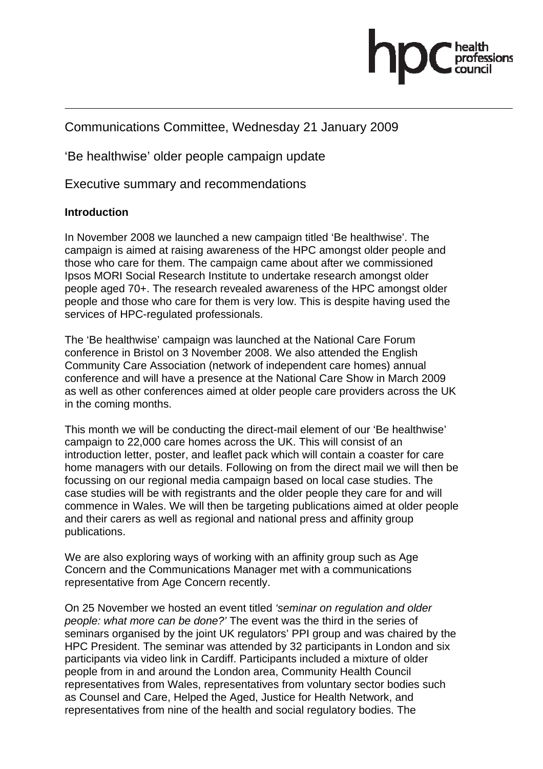Communications Committee, Wednesday 21 January 2009

'Be healthwise' older people campaign update

Executive summary and recommendations

**Introduction**

In November 2008 we launched a new campaign titled 'Be healthwise'. The campaign is aimed at raising awareness of the HPC amongst older people and those who care for them. The campaign came about after we commissioned Ipsos MORI Social Research Institute to undertake research amongst older people aged 70+. The research revealed awareness of the HPC amongst older people and those who care for them is very low. This is despite having used the services of HPC-regulated professionals.

The 'Be healthwise' campaign was launched at the National Care Forum conference in Bristol on 3 November 2008. We also attended the English Community Care Association (network of independent care homes) annual conference and will have a presence at the National Care Show in March 2009 as well as other conferences aimed at older people care providers across the UK in the coming months.

This month we will be conducting the direct-mail element of our 'Be healthwise' campaign to 22,000 care homes across the UK. This will consist of an introduction letter, poster, and leaflet pack which will contain a coaster for care home managers with our details. Following on from the direct mail we will then be focussing on our regional media campaign based on local case studies. The case studies will be with registrants and the older people they care for and will commence in Wales. We will then be targeting publications aimed at older people and their carers as well as regional and national press and affinity group publications.

We are also exploring ways of working with an affinity group such as Age Concern and the Communications Manager met with a communications representative from Age Concern recently.

On 25 November we hosted an event titled *'seminar on regulation and older people: what more can be done?'* The event was the third in the series of seminars organised by the joint UK regulators' PPI group and was chaired by the HPC President. The seminar was attended by 32 participants in London and six participants via video link in Cardiff. Participants included a mixture of older people from in and around the London area, Community Health Council representatives from Wales, representatives from voluntary sector bodies such as Counsel and Care, Helped the Aged, Justice for Health Network, and representatives from nine of the health and social regulatory bodies. The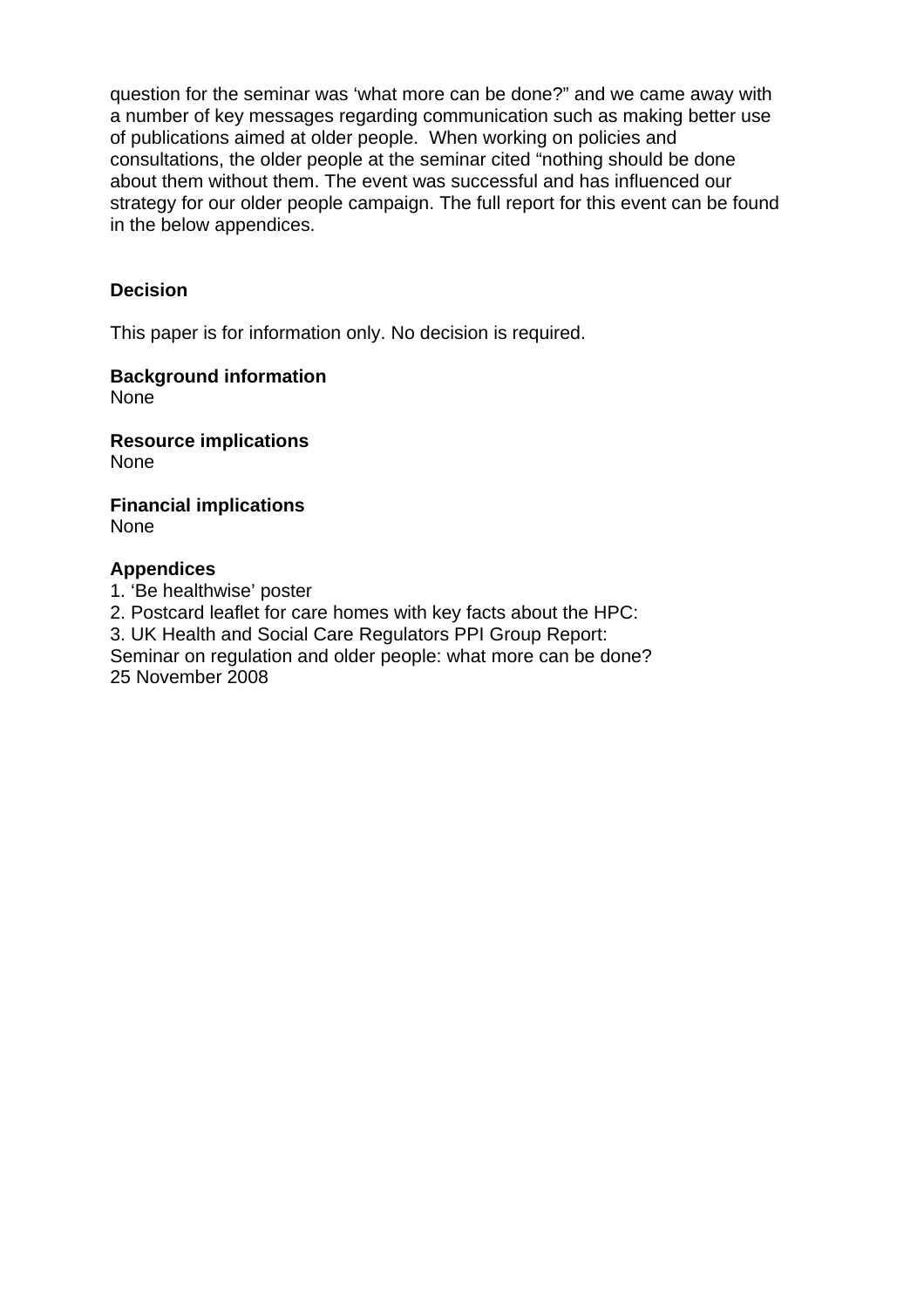question for the seminar was 'what more can be done?" and we came away with a number of key messages regarding communication such as making better use of publications aimed at older people. When working on policies and consultations, the older people at the seminar cited "nothing should be done about them without them. The event was successful and has influenced our strategy for our older people campaign. The full report for this event can be found in the below appendices.

**Decision**

This paper is for information only. No decision is required.

**Background information**
None

**Resource implications**
None

**Financial implications**
None

**Appendices**
1. 'Be healthwise' poster
2. Postcard leaflet for care homes with key facts about the HPC:
3. UK Health and Social Care Regulators PPI Group Report:
Seminar on regulation and older people: what more can be done?
25 November 2008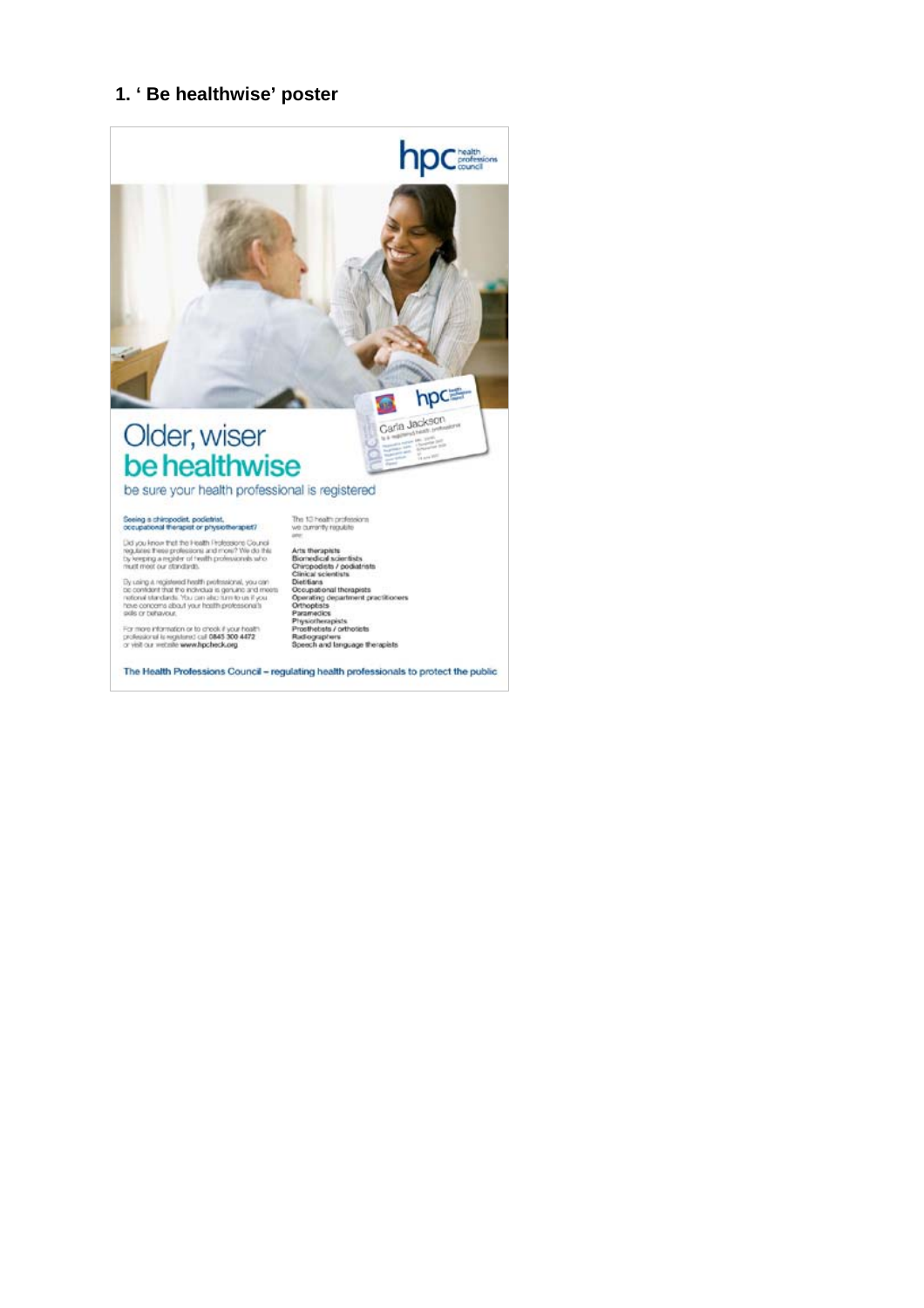## 1. ' Be healthwise' poster

hpc health professions council

Carla Jackson

Older, wiser
be healthwise

be sure your health professional is registered

**Seeing a chiropodist, podiatrist, occupational therapist or physiotherapist?**

Did you know that the Health Professions Council regulates these professions and more? We do this by keeping a register of health professionals who must meet our standards.

By using a registered health professional, you can be confident that the individual is genuine and meets national standards. You can also turn to us if you have concerns about your health professional's skills or behaviour.

For more information or to check if your health professional is registered call **0845 300 4472** or visit our website **www.hpcheck.org**

The 13 health professions we currently regulate are:

**Arts therapists**
**Biomedical scientists**
**Chiropodists / podiatrists**
**Clinical scientists**
**Dietitians**
**Occupational therapists**
**Operating department practitioners**
**Orthoptists**
**Paramedics**
**Physiotherapists**
**Prosthetists / orthotists**
**Radiographers**
**Speech and language therapists**

**The Health Professions Council – regulating health professionals to protect the public**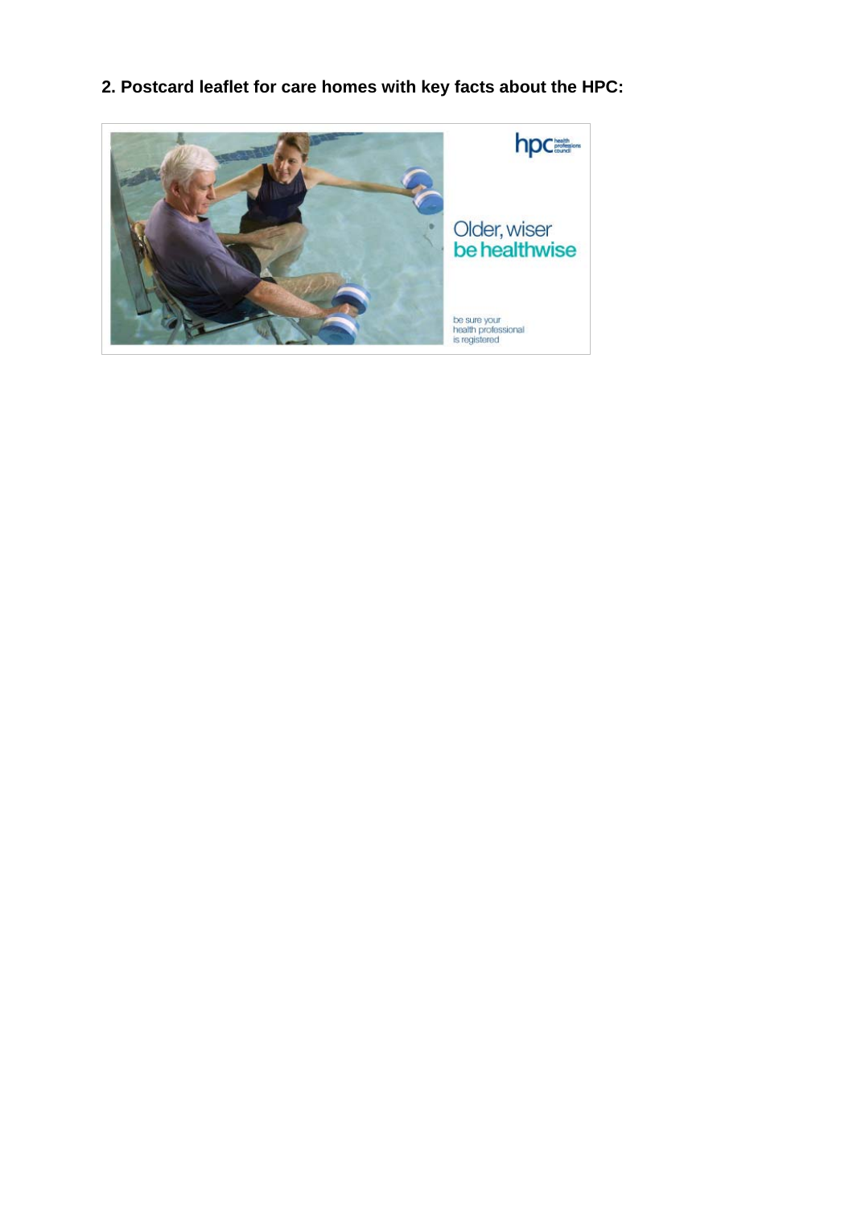**2. Postcard leaflet for care homes with key facts about the HPC:**

hpc health professions council

Older, wiser
be healthwise

be sure your
health professional
is registered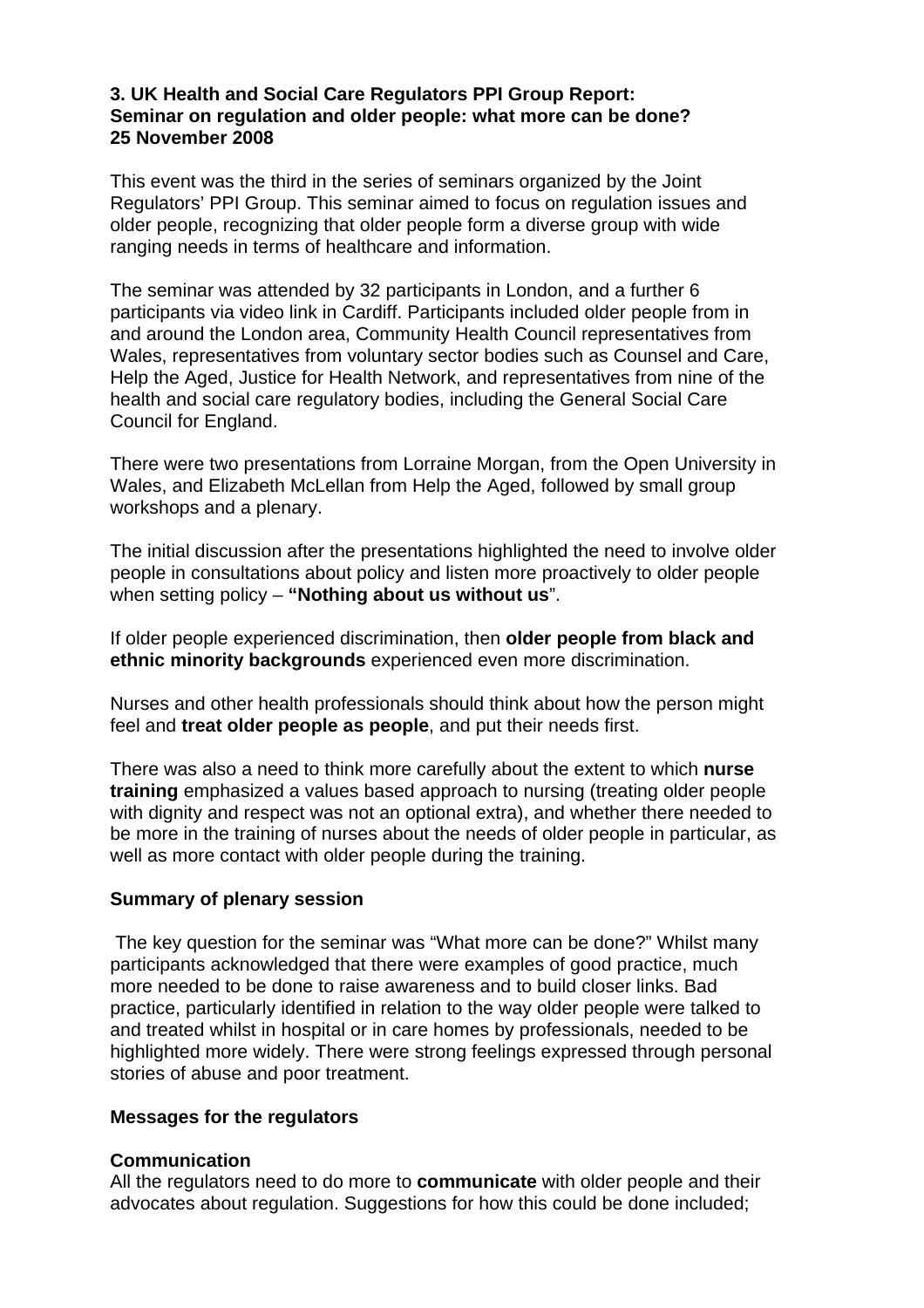**3. UK Health and Social Care Regulators PPI Group Report: Seminar on regulation and older people: what more can be done? 25 November 2008**

This event was the third in the series of seminars organized by the Joint Regulators' PPI Group. This seminar aimed to focus on regulation issues and older people, recognizing that older people form a diverse group with wide ranging needs in terms of healthcare and information.

The seminar was attended by 32 participants in London, and a further 6 participants via video link in Cardiff. Participants included older people from in and around the London area, Community Health Council representatives from Wales, representatives from voluntary sector bodies such as Counsel and Care, Help the Aged, Justice for Health Network, and representatives from nine of the health and social care regulatory bodies, including the General Social Care Council for England.

There were two presentations from Lorraine Morgan, from the Open University in Wales, and Elizabeth McLellan from Help the Aged, followed by small group workshops and a plenary.

The initial discussion after the presentations highlighted the need to involve older people in consultations about policy and listen more proactively to older people when setting policy – **"Nothing about us without us**".

If older people experienced discrimination, then **older people from black and ethnic minority backgrounds** experienced even more discrimination.

Nurses and other health professionals should think about how the person might feel and **treat older people as people**, and put their needs first.

There was also a need to think more carefully about the extent to which **nurse training** emphasized a values based approach to nursing (treating older people with dignity and respect was not an optional extra), and whether there needed to be more in the training of nurses about the needs of older people in particular, as well as more contact with older people during the training.

**Summary of plenary session**

The key question for the seminar was "What more can be done?" Whilst many participants acknowledged that there were examples of good practice, much more needed to be done to raise awareness and to build closer links. Bad practice, particularly identified in relation to the way older people were talked to and treated whilst in hospital or in care homes by professionals, needed to be highlighted more widely. There were strong feelings expressed through personal stories of abuse and poor treatment.

**Messages for the regulators**

**Communication**

All the regulators need to do more to **communicate** with older people and their advocates about regulation. Suggestions for how this could be done included;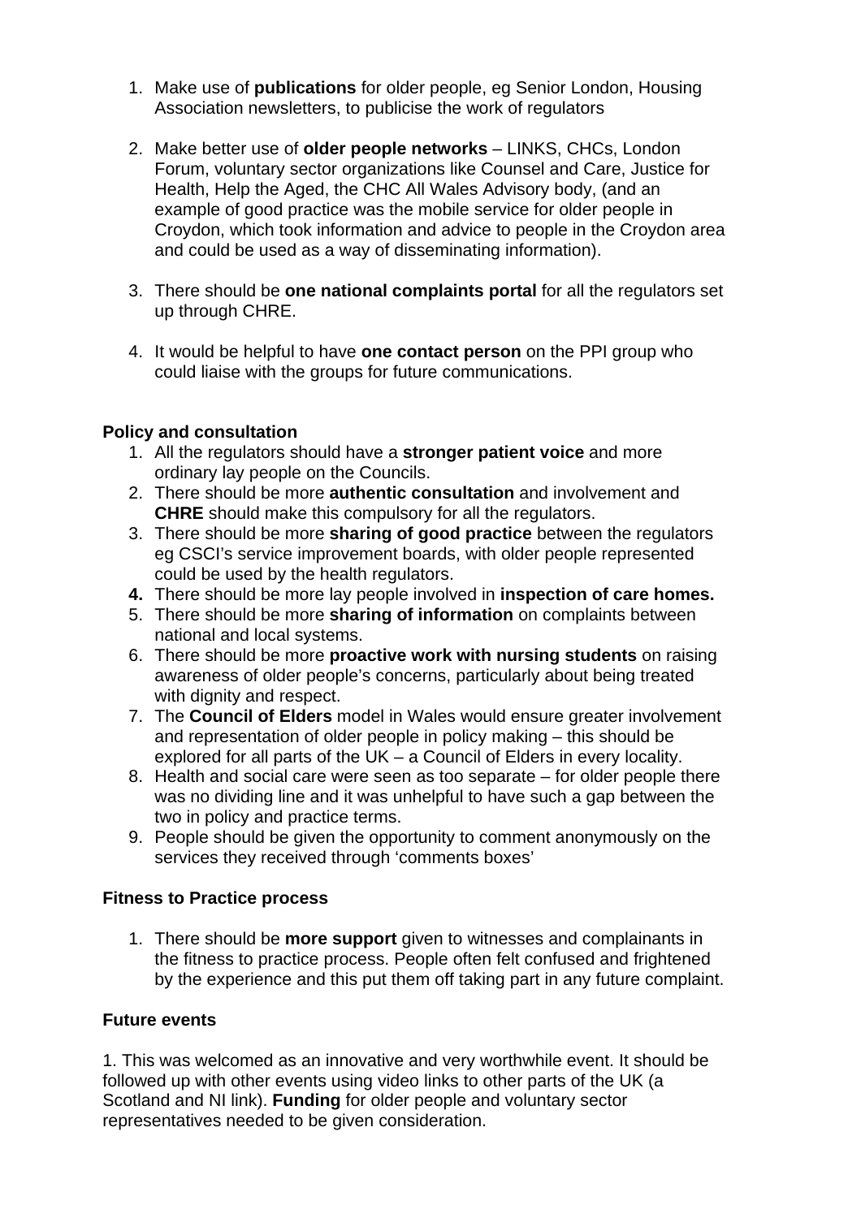1. Make use of **publications** for older people, eg Senior London, Housing Association newsletters, to publicise the work of regulators

2. Make better use of **older people networks** – LINKS, CHCs, London Forum, voluntary sector organizations like Counsel and Care, Justice for Health, Help the Aged, the CHC All Wales Advisory body, (and an example of good practice was the mobile service for older people in Croydon, which took information and advice to people in the Croydon area and could be used as a way of disseminating information).

3. There should be **one national complaints portal** for all the regulators set up through CHRE.

4. It would be helpful to have **one contact person** on the PPI group who could liaise with the groups for future communications.

**Policy and consultation**

1. All the regulators should have a **stronger patient voice** and more ordinary lay people on the Councils.
2. There should be more **authentic consultation** and involvement and **CHRE** should make this compulsory for all the regulators.
3. There should be more **sharing of good practice** between the regulators eg CSCI's service improvement boards, with older people represented could be used by the health regulators.
4. There should be more lay people involved in **inspection of care homes.**
5. There should be more **sharing of information** on complaints between national and local systems.
6. There should be more **proactive work with nursing students** on raising awareness of older people's concerns, particularly about being treated with dignity and respect.
7. The **Council of Elders** model in Wales would ensure greater involvement and representation of older people in policy making – this should be explored for all parts of the UK – a Council of Elders in every locality.
8. Health and social care were seen as too separate – for older people there was no dividing line and it was unhelpful to have such a gap between the two in policy and practice terms.
9. People should be given the opportunity to comment anonymously on the services they received through 'comments boxes'

**Fitness to Practice process**

1. There should be **more support** given to witnesses and complainants in the fitness to practice process. People often felt confused and frightened by the experience and this put them off taking part in any future complaint.

**Future events**

1. This was welcomed as an innovative and very worthwhile event. It should be followed up with other events using video links to other parts of the UK (a Scotland and NI link). **Funding** for older people and voluntary sector representatives needed to be given consideration.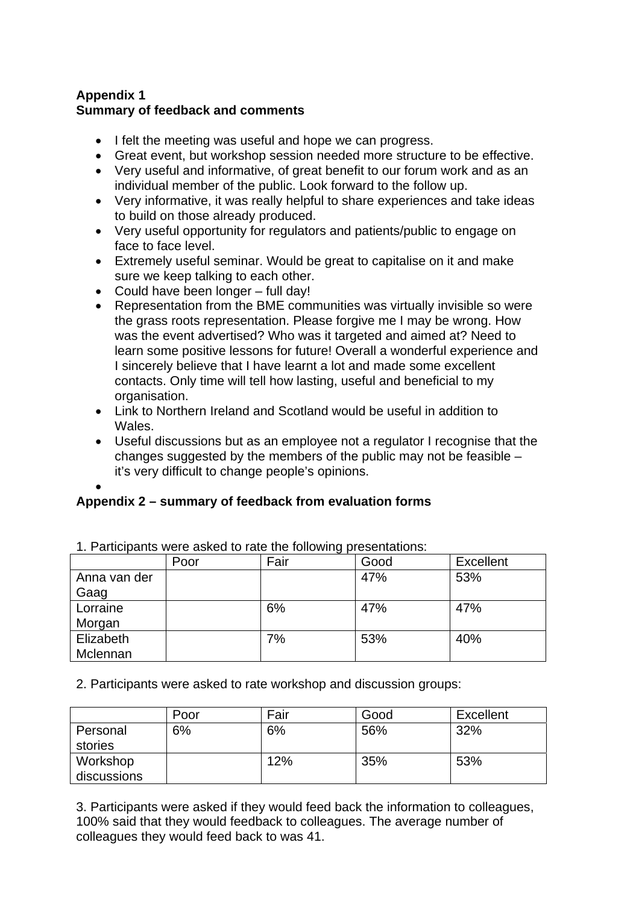**Appendix 1**
**Summary of feedback and comments**

- I felt the meeting was useful and hope we can progress.
- Great event, but workshop session needed more structure to be effective.
- Very useful and informative, of great benefit to our forum work and as an individual member of the public. Look forward to the follow up.
- Very informative, it was really helpful to share experiences and take ideas to build on those already produced.
- Very useful opportunity for regulators and patients/public to engage on face to face level.
- Extremely useful seminar. Would be great to capitalise on it and make sure we keep talking to each other.
- Could have been longer – full day!
- Representation from the BME communities was virtually invisible so were the grass roots representation. Please forgive me I may be wrong. How was the event advertised? Who was it targeted and aimed at? Need to learn some positive lessons for future! Overall a wonderful experience and I sincerely believe that I have learnt a lot and made some excellent contacts. Only time will tell how lasting, useful and beneficial to my organisation.
- Link to Northern Ireland and Scotland would be useful in addition to Wales.
- Useful discussions but as an employee not a regulator I recognise that the changes suggested by the members of the public may not be feasible – it's very difficult to change people's opinions.

**Appendix 2 – summary of feedback from evaluation forms**

1. Participants were asked to rate the following presentations:

| | Poor | Fair | Good | Excellent |
|---|---|---|---|---|
| Anna van der Gaag | | | 47% | 53% |
| Lorraine Morgan | | 6% | 47% | 47% |
| Elizabeth Mclennan | | 7% | 53% | 40% |

2. Participants were asked to rate workshop and discussion groups:

| | Poor | Fair | Good | Excellent |
|---|---|---|---|---|
| Personal stories | 6% | 6% | 56% | 32% |
| Workshop discussions | | 12% | 35% | 53% |

3. Participants were asked if they would feed back the information to colleagues, 100% said that they would feedback to colleagues. The average number of colleagues they would feed back to was 41.